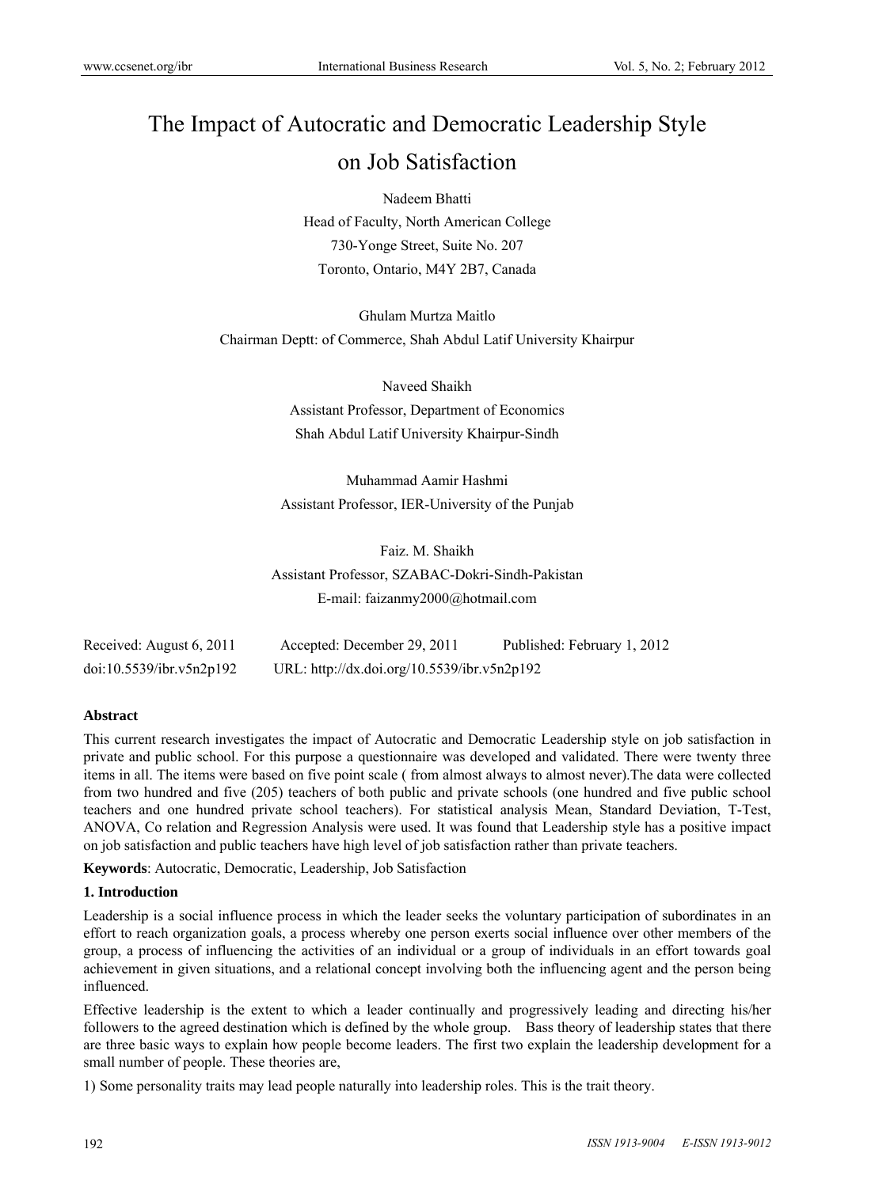# The Impact of Autocratic and Democratic Leadership Style on Job Satisfaction

Nadeem Bhatti

Head of Faculty, North American College

730-Yonge Street, Suite No. 207

Toronto, Ontario, M4Y 2B7, Canada

Ghulam Murtza Maitlo

Chairman Deptt: of Commerce, Shah Abdul Latif University Khairpur

Naveed Shaikh

Assistant Professor, Department of Economics

Shah Abdul Latif University Khairpur-Sindh

Muhammad Aamir Hashmi

Assistant Professor, IER-University of the Punjab

Faiz. M. Shaikh

Assistant Professor, SZABAC-Dokri-Sindh-Pakistan

E-mail: faizanmy2000@hotmail.com

Received: August 6, 2011 Accepted: December 29, 2011 Published: February 1, 2012

doi:10.5539/ibr.v5n2p192 URL: http://dx.doi.org/10.5539/ibr.v5n2p192

**Abstract**

This current research investigates the impact of Autocratic and Democratic Leadership style on job satisfaction in private and public school. For this purpose a questionnaire was developed and validated. There were twenty three items in all. The items were based on five point scale ( from almost always to almost never).The data were collected from two hundred and five (205) teachers of both public and private schools (one hundred and five public school teachers and one hundred private school teachers). For statistical analysis Mean, Standard Deviation, T-Test, ANOVA, Co relation and Regression Analysis were used. It was found that Leadership style has a positive impact on job satisfaction and public teachers have high level of job satisfaction rather than private teachers.

**Keywords**: Autocratic, Democratic, Leadership, Job Satisfaction

## 1. Introduction

Leadership is a social influence process in which the leader seeks the voluntary participation of subordinates in an effort to reach organization goals, a process whereby one person exerts social influence over other members of the group, a process of influencing the activities of an individual or a group of individuals in an effort towards goal achievement in given situations, and a relational concept involving both the influencing agent and the person being influenced.

Effective leadership is the extent to which a leader continually and progressively leading and directing his/her followers to the agreed destination which is defined by the whole group. Bass theory of leadership states that there are three basic ways to explain how people become leaders. The first two explain the leadership development for a small number of people. These theories are,

1) Some personality traits may lead people naturally into leadership roles. This is the trait theory.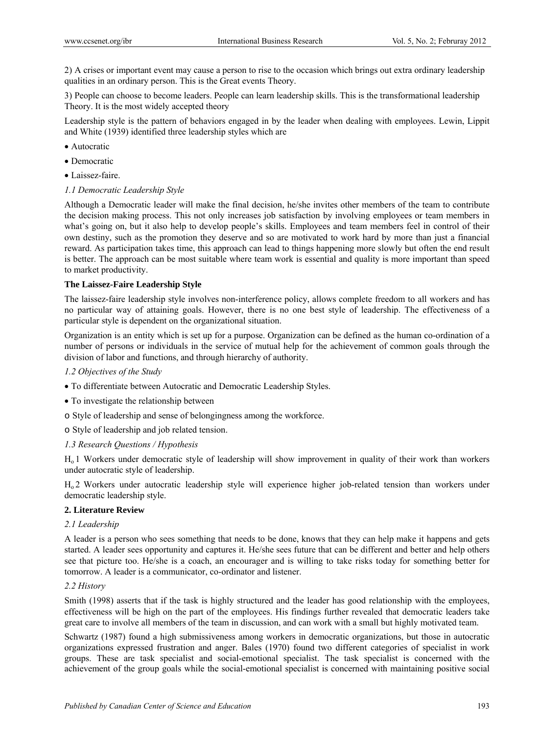2) A crises or important event may cause a person to rise to the occasion which brings out extra ordinary leadership qualities in an ordinary person. This is the Great events Theory.

3) People can choose to become leaders. People can learn leadership skills. This is the transformational leadership Theory. It is the most widely accepted theory

Leadership style is the pattern of behaviors engaged in by the leader when dealing with employees. Lewin, Lippit and White (1939) identified three leadership styles which are

- Autocratic
- Democratic
- Laissez-faire.

### *1.1 Democratic Leadership Style*

Although a Democratic leader will make the final decision, he/she invites other members of the team to contribute the decision making process. This not only increases job satisfaction by involving employees or team members in what's going on, but it also help to develop people's skills. Employees and team members feel in control of their own destiny, such as the promotion they deserve and so are motivated to work hard by more than just a financial reward. As participation takes time, this approach can lead to things happening more slowly but often the end result is better. The approach can be most suitable where team work is essential and quality is more important than speed to market productivity.

### **The Laissez-Faire Leadership Style**

The laissez-faire leadership style involves non-interference policy, allows complete freedom to all workers and has no particular way of attaining goals. However, there is no one best style of leadership. The effectiveness of a particular style is dependent on the organizational situation.

Organization is an entity which is set up for a purpose. Organization can be defined as the human co-ordination of a number of persons or individuals in the service of mutual help for the achievement of common goals through the division of labor and functions, and through hierarchy of authority.

### *1.2 Objectives of the Study*

- To differentiate between Autocratic and Democratic Leadership Styles.
- To investigate the relationship between
    - Style of leadership and sense of belongingness among the workforce.
    - Style of leadership and job related tension.

### *1.3 Research Questions / Hypothesis*

$H_o$1 Workers under democratic style of leadership will show improvement in quality of their work than workers under autocratic style of leadership.

$H_o$2 Workers under autocratic leadership style will experience higher job-related tension than workers under democratic leadership style.

## **2. Literature Review**

### *2.1 Leadership*

A leader is a person who sees something that needs to be done, knows that they can help make it happens and gets started. A leader sees opportunity and captures it. He/she sees future that can be different and better and help others see that picture too. He/she is a coach, an encourager and is willing to take risks today for something better for tomorrow. A leader is a communicator, co-ordinator and listener.

### *2.2 History*

Smith (1998) asserts that if the task is highly structured and the leader has good relationship with the employees, effectiveness will be high on the part of the employees. His findings further revealed that democratic leaders take great care to involve all members of the team in discussion, and can work with a small but highly motivated team.

Schwartz (1987) found a high submissiveness among workers in democratic organizations, but those in autocratic organizations expressed frustration and anger. Bales (1970) found two different categories of specialist in work groups. These are task specialist and social-emotional specialist. The task specialist is concerned with the achievement of the group goals while the social-emotional specialist is concerned with maintaining positive social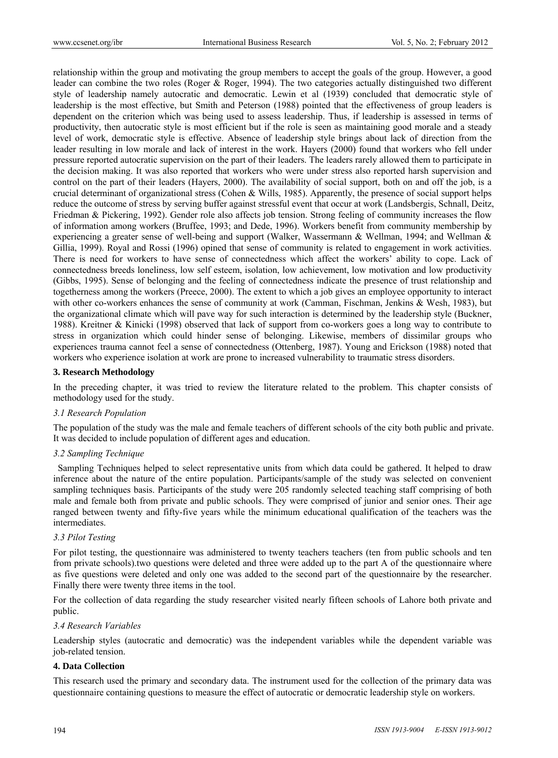relationship within the group and motivating the group members to accept the goals of the group. However, a good leader can combine the two roles (Roger & Roger, 1994). The two categories actually distinguished two different style of leadership namely autocratic and democratic. Lewin et al (1939) concluded that democratic style of leadership is the most effective, but Smith and Peterson (1988) pointed that the effectiveness of group leaders is dependent on the criterion which was being used to assess leadership. Thus, if leadership is assessed in terms of productivity, then autocratic style is most efficient but if the role is seen as maintaining good morale and a steady level of work, democratic style is effective. Absence of leadership style brings about lack of direction from the leader resulting in low morale and lack of interest in the work. Hayers (2000) found that workers who fell under pressure reported autocratic supervision on the part of their leaders. The leaders rarely allowed them to participate in the decision making. It was also reported that workers who were under stress also reported harsh supervision and control on the part of their leaders (Hayers, 2000). The availability of social support, both on and off the job, is a crucial determinant of organizational stress (Cohen & Wills, 1985). Apparently, the presence of social support helps reduce the outcome of stress by serving buffer against stressful event that occur at work (Landsbergis, Schnall, Deitz, Friedman & Pickering, 1992). Gender role also affects job tension. Strong feeling of community increases the flow of information among workers (Bruffee, 1993; and Dede, 1996). Workers benefit from community membership by experiencing a greater sense of well-being and support (Walker, Wassermann & Wellman, 1994; and Wellman & Gillia, 1999). Royal and Rossi (1996) opined that sense of community is related to engagement in work activities. There is need for workers to have sense of connectedness which affect the workers' ability to cope. Lack of connectedness breeds loneliness, low self esteem, isolation, low achievement, low motivation and low productivity (Gibbs, 1995). Sense of belonging and the feeling of connectedness indicate the presence of trust relationship and togetherness among the workers (Preece, 2000). The extent to which a job gives an employee opportunity to interact with other co-workers enhances the sense of community at work (Camman, Fischman, Jenkins & Wesh, 1983), but the organizational climate which will pave way for such interaction is determined by the leadership style (Buckner, 1988). Kreitner & Kinicki (1998) observed that lack of support from co-workers goes a long way to contribute to stress in organization which could hinder sense of belonging. Likewise, members of dissimilar groups who experiences trauma cannot feel a sense of connectedness (Ottenberg, 1987). Young and Erickson (1988) noted that workers who experience isolation at work are prone to increased vulnerability to traumatic stress disorders.

## 3. Research Methodology

In the preceding chapter, it was tried to review the literature related to the problem. This chapter consists of methodology used for the study.

### *3.1 Research Population*

The population of the study was the male and female teachers of different schools of the city both public and private. It was decided to include population of different ages and education.

### *3.2 Sampling Technique*

Sampling Techniques helped to select representative units from which data could be gathered. It helped to draw inference about the nature of the entire population. Participants/sample of the study was selected on convenient sampling techniques basis. Participants of the study were 205 randomly selected teaching staff comprising of both male and female both from private and public schools. They were comprised of junior and senior ones. Their age ranged between twenty and fifty-five years while the minimum educational qualification of the teachers was the intermediates.

### *3.3 Pilot Testing*

For pilot testing, the questionnaire was administered to twenty teachers teachers (ten from public schools and ten from private schools).two questions were deleted and three were added up to the part A of the questionnaire where as five questions were deleted and only one was added to the second part of the questionnaire by the researcher. Finally there were twenty three items in the tool.

For the collection of data regarding the study researcher visited nearly fifteen schools of Lahore both private and public.

### *3.4 Research Variables*

Leadership styles (autocratic and democratic) was the independent variables while the dependent variable was job-related tension.

## 4. Data Collection

This research used the primary and secondary data. The instrument used for the collection of the primary data was questionnaire containing questions to measure the effect of autocratic or democratic leadership style on workers.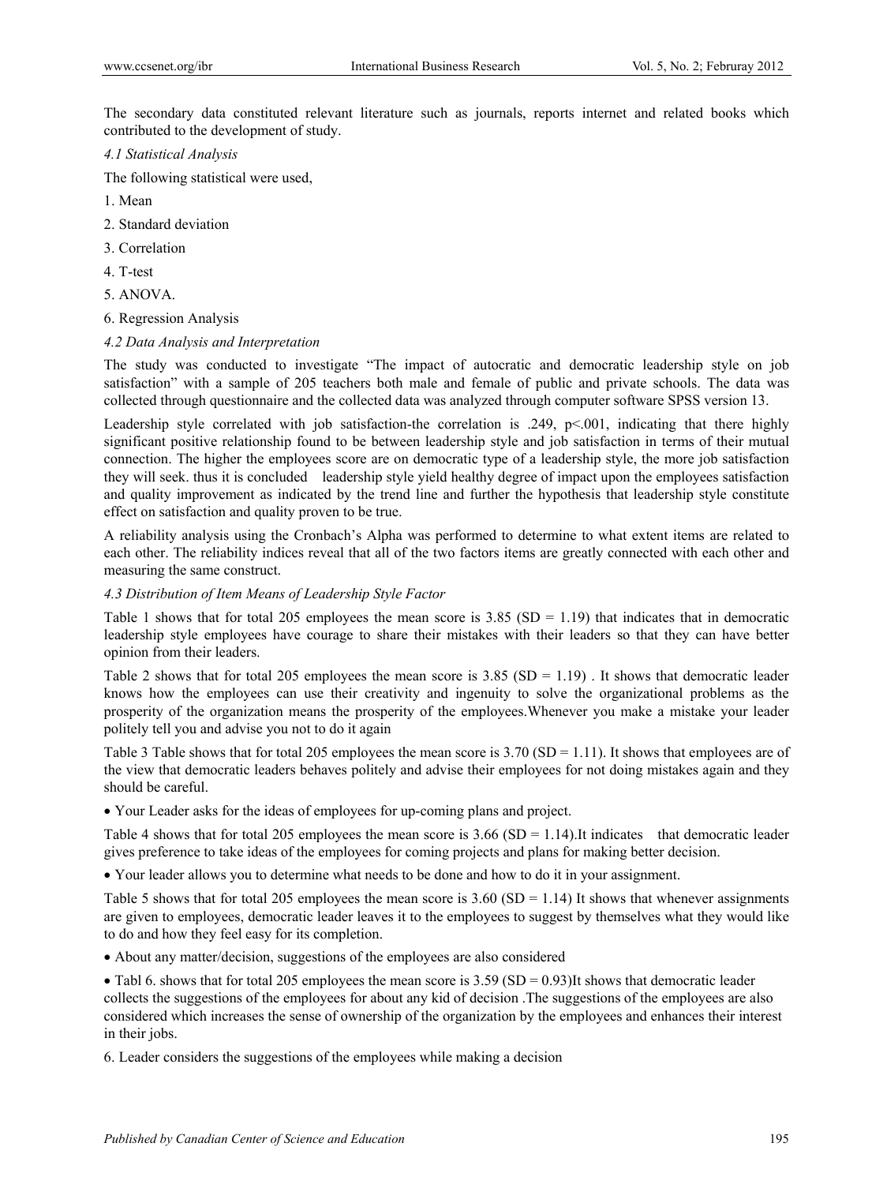The secondary data constituted relevant literature such as journals, reports internet and related books which contributed to the development of study.

### *4.1 Statistical Analysis*

The following statistical were used,

1. Mean
2. Standard deviation
3. Correlation
4. T-test
5. ANOVA.
6. Regression Analysis

### *4.2 Data Analysis and Interpretation*

The study was conducted to investigate "The impact of autocratic and democratic leadership style on job satisfaction" with a sample of 205 teachers both male and female of public and private schools. The data was collected through questionnaire and the collected data was analyzed through computer software SPSS version 13.

Leadership style correlated with job satisfaction-the correlation is .249, $p<.001$, indicating that there highly significant positive relationship found to be between leadership style and job satisfaction in terms of their mutual connection. The higher the employees score are on democratic type of a leadership style, the more job satisfaction they will seek. thus it is concluded leadership style yield healthy degree of impact upon the employees satisfaction and quality improvement as indicated by the trend line and further the hypothesis that leadership style constitute effect on satisfaction and quality proven to be true.

A reliability analysis using the Cronbach's Alpha was performed to determine to what extent items are related to each other. The reliability indices reveal that all of the two factors items are greatly connected with each other and measuring the same construct.

### *4.3 Distribution of Item Means of Leadership Style Factor*

Table 1 shows that for total 205 employees the mean score is 3.85 (SD = 1.19) that indicates that in democratic leadership style employees have courage to share their mistakes with their leaders so that they can have better opinion from their leaders.

Table 2 shows that for total 205 employees the mean score is 3.85 (SD = 1.19) . It shows that democratic leader knows how the employees can use their creativity and ingenuity to solve the organizational problems as the prosperity of the organization means the prosperity of the employees.Whenever you make a mistake your leader politely tell you and advise you not to do it again

Table 3 Table shows that for total 205 employees the mean score is 3.70 (SD = 1.11). It shows that employees are of the view that democratic leaders behaves politely and advise their employees for not doing mistakes again and they should be careful.

- Your Leader asks for the ideas of employees for up-coming plans and project.

Table 4 shows that for total 205 employees the mean score is 3.66 (SD = 1.14).It indicates that democratic leader gives preference to take ideas of the employees for coming projects and plans for making better decision.

- Your leader allows you to determine what needs to be done and how to do it in your assignment.

Table 5 shows that for total 205 employees the mean score is 3.60 (SD = 1.14) It shows that whenever assignments are given to employees, democratic leader leaves it to the employees to suggest by themselves what they would like to do and how they feel easy for its completion.

- About any matter/decision, suggestions of the employees are also considered

- Tabl 6. shows that for total 205 employees the mean score is 3.59 (SD = 0.93)It shows that democratic leader collects the suggestions of the employees for about any kid of decision .The suggestions of the employees are also considered which increases the sense of ownership of the organization by the employees and enhances their interest in their jobs.

6. Leader considers the suggestions of the employees while making a decision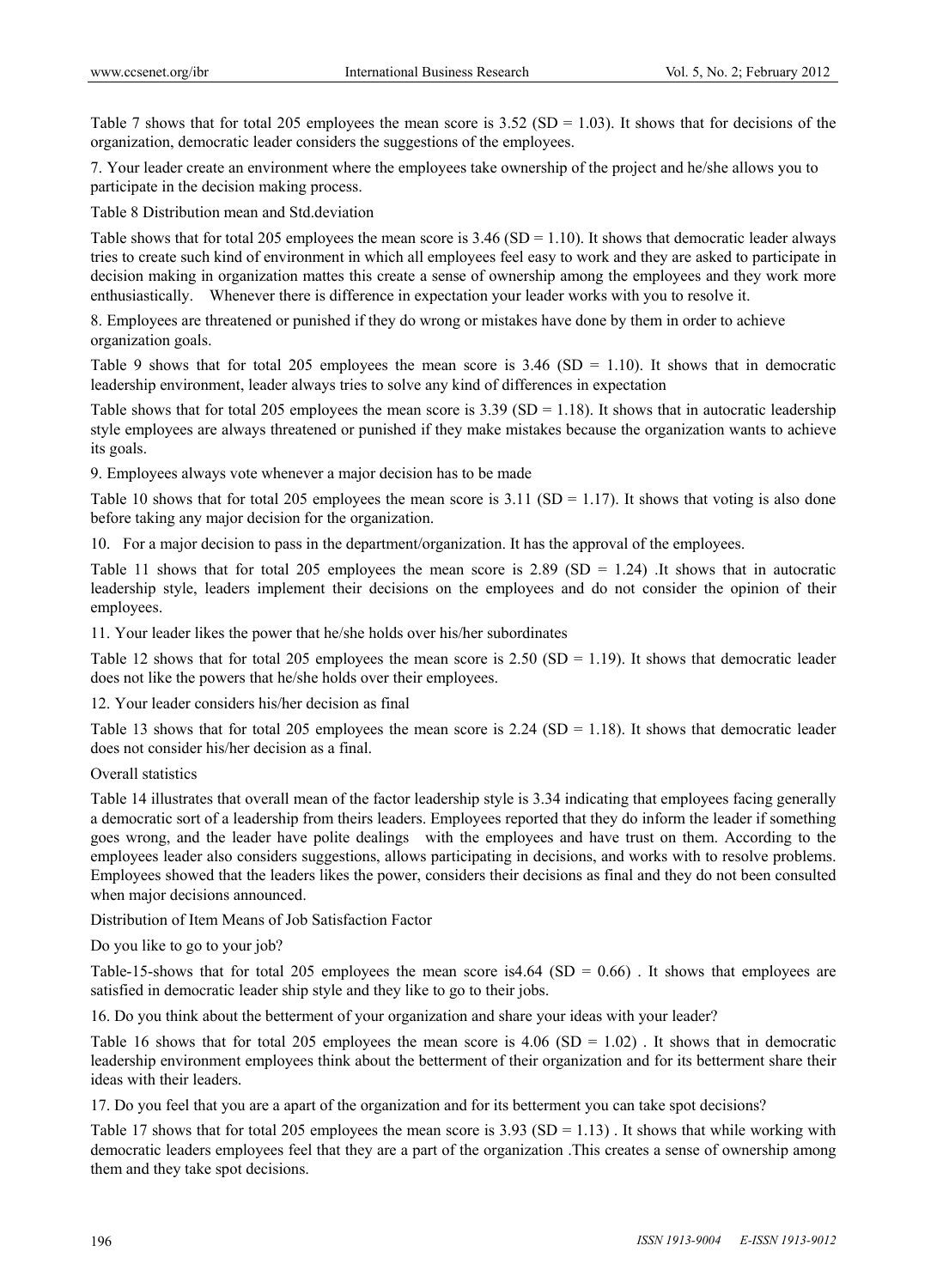Table 7 shows that for total 205 employees the mean score is 3.52 (SD = 1.03). It shows that for decisions of the organization, democratic leader considers the suggestions of the employees.

7. Your leader create an environment where the employees take ownership of the project and he/she allows you to participate in the decision making process.

Table 8 Distribution mean and Std.deviation

Table shows that for total 205 employees the mean score is 3.46 (SD = 1.10). It shows that democratic leader always tries to create such kind of environment in which all employees feel easy to work and they are asked to participate in decision making in organization mattes this create a sense of ownership among the employees and they work more enthusiastically. Whenever there is difference in expectation your leader works with you to resolve it.

8. Employees are threatened or punished if they do wrong or mistakes have done by them in order to achieve organization goals.

Table 9 shows that for total 205 employees the mean score is 3.46 (SD = 1.10). It shows that in democratic leadership environment, leader always tries to solve any kind of differences in expectation

Table shows that for total 205 employees the mean score is 3.39 (SD = 1.18). It shows that in autocratic leadership style employees are always threatened or punished if they make mistakes because the organization wants to achieve its goals.

9. Employees always vote whenever a major decision has to be made

Table 10 shows that for total 205 employees the mean score is 3.11 (SD = 1.17). It shows that voting is also done before taking any major decision for the organization.

10. For a major decision to pass in the department/organization. It has the approval of the employees.

Table 11 shows that for total 205 employees the mean score is 2.89 (SD = 1.24) .It shows that in autocratic leadership style, leaders implement their decisions on the employees and do not consider the opinion of their employees.

11. Your leader likes the power that he/she holds over his/her subordinates

Table 12 shows that for total 205 employees the mean score is 2.50 (SD = 1.19). It shows that democratic leader does not like the powers that he/she holds over their employees.

12. Your leader considers his/her decision as final

Table 13 shows that for total 205 employees the mean score is 2.24 (SD = 1.18). It shows that democratic leader does not consider his/her decision as a final.

Overall statistics

Table 14 illustrates that overall mean of the factor leadership style is 3.34 indicating that employees facing generally a democratic sort of a leadership from theirs leaders. Employees reported that they do inform the leader if something goes wrong, and the leader have polite dealings with the employees and have trust on them. According to the employees leader also considers suggestions, allows participating in decisions, and works with to resolve problems. Employees showed that the leaders likes the power, considers their decisions as final and they do not been consulted when major decisions announced.

Distribution of Item Means of Job Satisfaction Factor

Do you like to go to your job?

Table-15-shows that for total 205 employees the mean score is4.64 (SD = 0.66) . It shows that employees are satisfied in democratic leader ship style and they like to go to their jobs.

16. Do you think about the betterment of your organization and share your ideas with your leader?

Table 16 shows that for total 205 employees the mean score is 4.06 (SD = 1.02) . It shows that in democratic leadership environment employees think about the betterment of their organization and for its betterment share their ideas with their leaders.

17. Do you feel that you are a apart of the organization and for its betterment you can take spot decisions?

Table 17 shows that for total 205 employees the mean score is 3.93 (SD = 1.13) . It shows that while working with democratic leaders employees feel that they are a part of the organization .This creates a sense of ownership among them and they take spot decisions.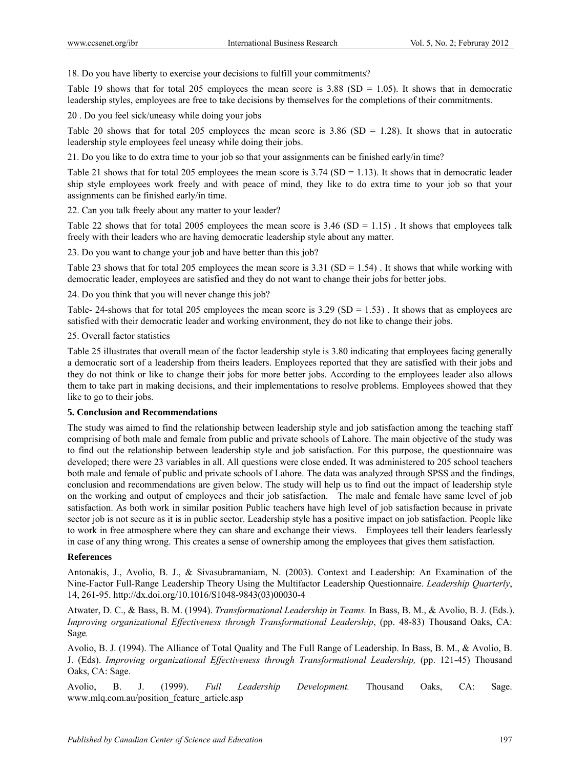18. Do you have liberty to exercise your decisions to fulfill your commitments?

Table 19 shows that for total 205 employees the mean score is 3.88 (SD = 1.05). It shows that in democratic leadership styles, employees are free to take decisions by themselves for the completions of their commitments.

20 . Do you feel sick/uneasy while doing your jobs

Table 20 shows that for total 205 employees the mean score is 3.86 (SD = 1.28). It shows that in autocratic leadership style employees feel uneasy while doing their jobs.

21. Do you like to do extra time to your job so that your assignments can be finished early/in time?

Table 21 shows that for total 205 employees the mean score is 3.74 (SD = 1.13). It shows that in democratic leader ship style employees work freely and with peace of mind, they like to do extra time to your job so that your assignments can be finished early/in time.

22. Can you talk freely about any matter to your leader?

Table 22 shows that for total 2005 employees the mean score is 3.46 (SD = 1.15) . It shows that employees talk freely with their leaders who are having democratic leadership style about any matter.

23. Do you want to change your job and have better than this job?

Table 23 shows that for total 205 employees the mean score is 3.31 (SD = 1.54) . It shows that while working with democratic leader, employees are satisfied and they do not want to change their jobs for better jobs.

24. Do you think that you will never change this job?

Table- 24-shows that for total 205 employees the mean score is 3.29 (SD = 1.53) . It shows that as employees are satisfied with their democratic leader and working environment, they do not like to change their jobs.

25. Overall factor statistics

Table 25 illustrates that overall mean of the factor leadership style is 3.80 indicating that employees facing generally a democratic sort of a leadership from theirs leaders. Employees reported that they are satisfied with their jobs and they do not think or like to change their jobs for more better jobs. According to the employees leader also allows them to take part in making decisions, and their implementations to resolve problems. Employees showed that they like to go to their jobs.

**5. Conclusion and Recommendations**

The study was aimed to find the relationship between leadership style and job satisfaction among the teaching staff comprising of both male and female from public and private schools of Lahore. The main objective of the study was to find out the relationship between leadership style and job satisfaction. For this purpose, the questionnaire was developed; there were 23 variables in all. All questions were close ended. It was administered to 205 school teachers both male and female of public and private schools of Lahore. The data was analyzed through SPSS and the findings, conclusion and recommendations are given below. The study will help us to find out the impact of leadership style on the working and output of employees and their job satisfaction. The male and female have same level of job satisfaction. As both work in similar position Public teachers have high level of job satisfaction because in private sector job is not secure as it is in public sector. Leadership style has a positive impact on job satisfaction. People like to work in free atmosphere where they can share and exchange their views. Employees tell their leaders fearlessly in case of any thing wrong. This creates a sense of ownership among the employees that gives them satisfaction.

**References**

Antonakis, J., Avolio, B. J., & Sivasubramaniam, N. (2003). Context and Leadership: An Examination of the Nine-Factor Full-Range Leadership Theory Using the Multifactor Leadership Questionnaire. *Leadership Quarterly*, 14, 261-95. http://dx.doi.org/10.1016/S1048-9843(03)00030-4

Atwater, D. C., & Bass, B. M. (1994). *Transformational Leadership in Teams.* In Bass, B. M., & Avolio, B. J. (Eds.). *Improving organizational Effectiveness through Transformational Leadership*, (pp. 48-83) Thousand Oaks, CA: Sage*.*

Avolio, B. J. (1994). The Alliance of Total Quality and The Full Range of Leadership. In Bass, B. M., & Avolio, B. J. (Eds). *Improving organizational Effectiveness through Transformational Leadership,* (pp. 121-45) Thousand Oaks, CA: Sage.

Avolio, B. J. (1999). *Full Leadership Development.* Thousand Oaks, CA: Sage. www.mlq.com.au/position_feature_article.asp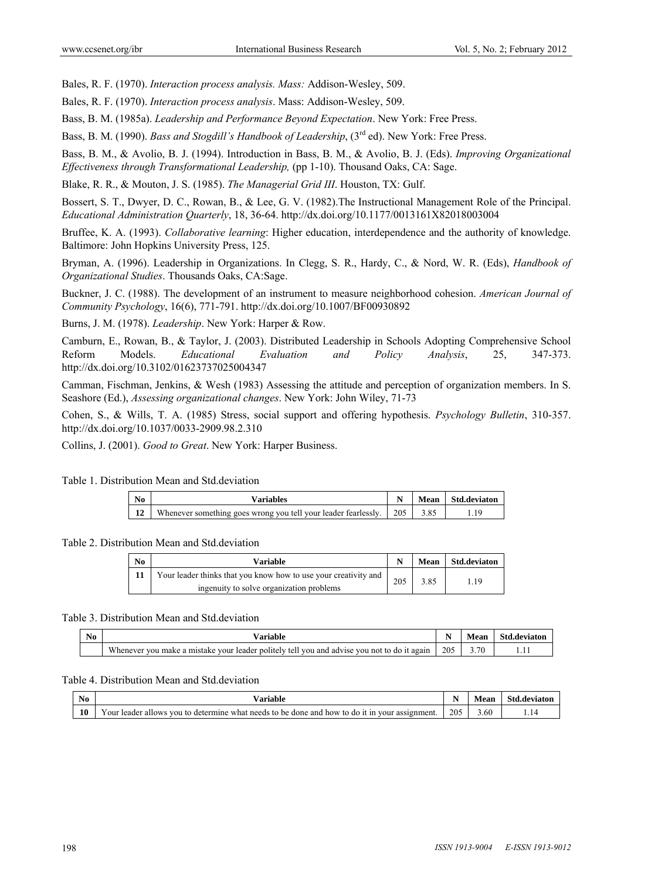Bales, R. F. (1970). *Interaction process analysis. Mass:* Addison-Wesley, 509.

Bales, R. F. (1970). *Interaction process analysis*. Mass: Addison-Wesley, 509.

Bass, B. M. (1985a). *Leadership and Performance Beyond Expectation*. New York: Free Press.

Bass, B. M. (1990). *Bass and Stogdill's Handbook of Leadership*, (3rd ed). New York: Free Press.

Bass, B. M., & Avolio, B. J. (1994). Introduction in Bass, B. M., & Avolio, B. J. (Eds). *Improving Organizational Effectiveness through Transformational Leadership,* (pp 1-10). Thousand Oaks, CA: Sage.

Blake, R. R., & Mouton, J. S. (1985). *The Managerial Grid III*. Houston, TX: Gulf.

Bossert, S. T., Dwyer, D. C., Rowan, B., & Lee, G. V. (1982).The Instructional Management Role of the Principal. *Educational Administration Quarterly*, 18, 36-64. http://dx.doi.org/10.1177/0013161X82018003004

Bruffee, K. A. (1993). *Collaborative learning*: Higher education, interdependence and the authority of knowledge. Baltimore: John Hopkins University Press, 125.

Bryman, A. (1996). Leadership in Organizations. In Clegg, S. R., Hardy, C., & Nord, W. R. (Eds), *Handbook of Organizational Studies*. Thousands Oaks, CA:Sage.

Buckner, J. C. (1988). The development of an instrument to measure neighborhood cohesion. *American Journal of Community Psychology*, 16(6), 771-791. http://dx.doi.org/10.1007/BF00930892

Burns, J. M. (1978). *Leadership*. New York: Harper & Row.

Camburn, E., Rowan, B., & Taylor, J. (2003). Distributed Leadership in Schools Adopting Comprehensive School Reform Models. *Educational Evaluation and Policy Analysis*, 25, 347-373. http://dx.doi.org/10.3102/01623737025004347

Camman, Fischman, Jenkins, & Wesh (1983) Assessing the attitude and perception of organization members. In S. Seashore (Ed.), *Assessing organizational changes*. New York: John Wiley, 71-73

Cohen, S., & Wills, T. A. (1985) Stress, social support and offering hypothesis. *Psychology Bulletin*, 310-357. http://dx.doi.org/10.1037/0033-2909.98.2.310

Collins, J. (2001). *Good to Great*. New York: Harper Business.

Table 1. Distribution Mean and Std.deviation

| No | Variables | N | Mean | Std.deviaton |
|---|---|---|---|---|
| 12 | Whenever something goes wrong you tell your leader fearlessly. | 205 | 3.85 | 1.19 |

Table 2. Distribution Mean and Std.deviation

| No | Variable | N | Mean | Std.deviaton |
|---|---|---|---|---|
| 11 | Your leader thinks that you know how to use your creativity and ingenuity to solve organization problems | 205 | 3.85 | 1.19 |

Table 3. Distribution Mean and Std.deviation

| No | Variable | N | Mean | Std.deviaton |
|---|---|---|---|---|
| | Whenever you make a mistake your leader politely tell you and advise you not to do it again | 205 | 3.70 | 1.11 |

Table 4. Distribution Mean and Std.deviation

| No | Variable | N | Mean | Std.deviaton |
|---|---|---|---|---|
| 10 | Your leader allows you to determine what needs to be done and how to do it in your assignment. | 205 | 3.60 | 1.14 |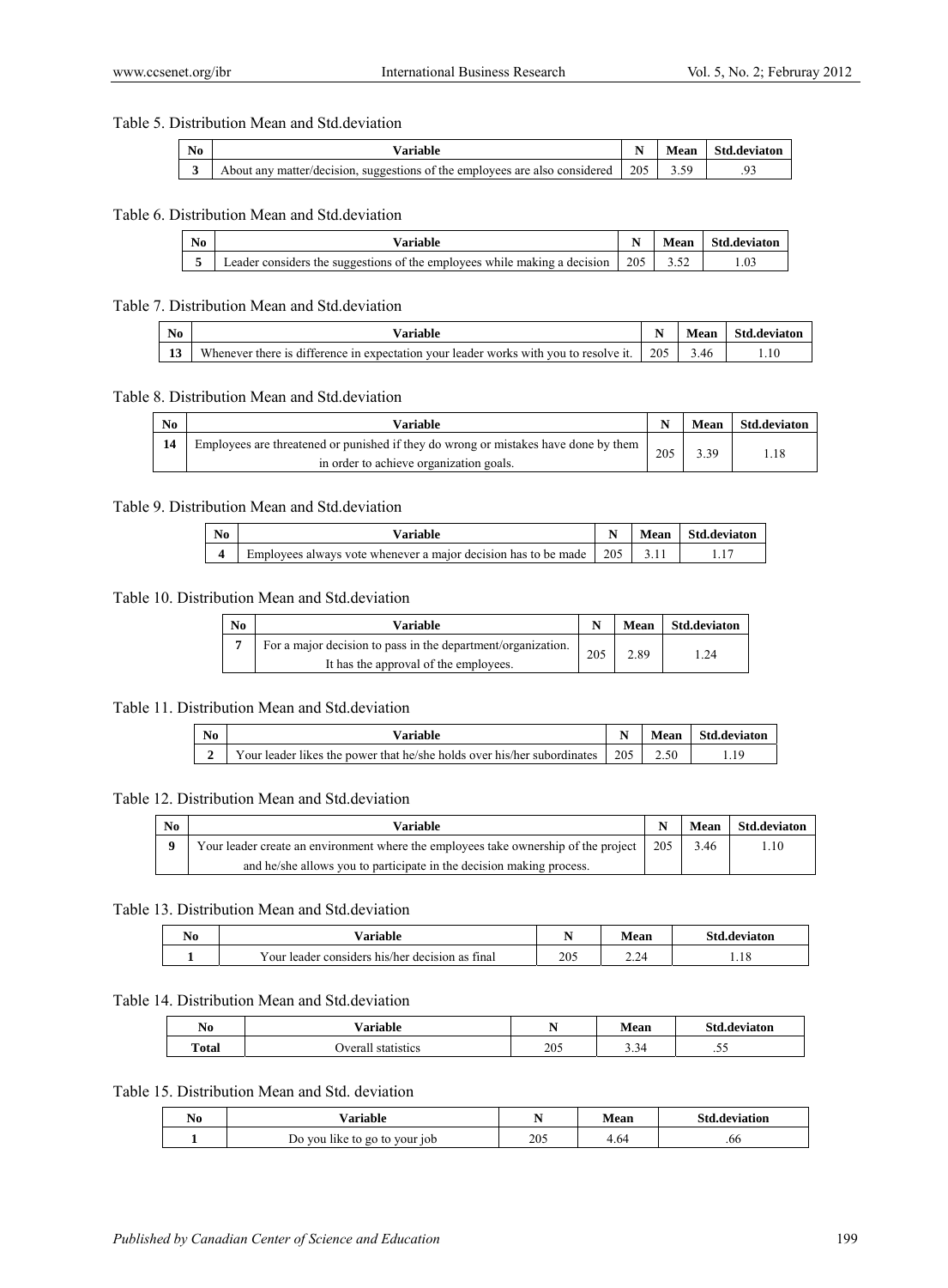Table 5. Distribution Mean and Std.deviation

| No | Variable | N | Mean | Std.deviaton |
|---|---|---|---|---|
| 3 | About any matter/decision, suggestions of the employees are also considered | 205 | 3.59 | .93 |

Table 6. Distribution Mean and Std.deviation

| No | Variable | N | Mean | Std.deviaton |
|---|---|---|---|---|
| 5 | Leader considers the suggestions of the employees while making a decision | 205 | 3.52 | 1.03 |

Table 7. Distribution Mean and Std.deviation

| No | Variable | N | Mean | Std.deviaton |
|---|---|---|---|---|
| 13 | Whenever there is difference in expectation your leader works with you to resolve it. | 205 | 3.46 | 1.10 |

Table 8. Distribution Mean and Std.deviation

| No | Variable | N | Mean | Std.deviaton |
|---|---|---|---|---|
| 14 | Employees are threatened or punished if they do wrong or mistakes have done by them in order to achieve organization goals. | 205 | 3.39 | 1.18 |

Table 9. Distribution Mean and Std.deviation

| No | Variable | N | Mean | Std.deviaton |
|---|---|---|---|---|
| 4 | Employees always vote whenever a major decision has to be made | 205 | 3.11 | 1.17 |

Table 10. Distribution Mean and Std.deviation

| No | Variable | N | Mean | Std.deviaton |
|---|---|---|---|---|
| 7 | For a major decision to pass in the department/organization. It has the approval of the employees. | 205 | 2.89 | 1.24 |

Table 11. Distribution Mean and Std.deviation

| No | Variable | N | Mean | Std.deviaton |
|---|---|---|---|---|
| 2 | Your leader likes the power that he/she holds over his/her subordinates | 205 | 2.50 | 1.19 |

Table 12. Distribution Mean and Std.deviation

| No | Variable | N | Mean | Std.deviaton |
|---|---|---|---|---|
| 9 | Your leader create an environment where the employees take ownership of the project and he/she allows you to participate in the decision making process. | 205 | 3.46 | 1.10 |

Table 13. Distribution Mean and Std.deviation

| No | Variable | N | Mean | Std.deviaton |
|---|---|---|---|---|
| 1 | Your leader considers his/her decision as final | 205 | 2.24 | 1.18 |

Table 14. Distribution Mean and Std.deviation

| No | Variable | N | Mean | Std.deviaton |
|---|---|---|---|---|
| Total | Overall statistics | 205 | 3.34 | .55 |

Table 15. Distribution Mean and Std. deviation

| No | Variable | N | Mean | Std.deviation |
|---|---|---|---|---|
| 1 | Do you like to go to your job | 205 | 4.64 | .66 |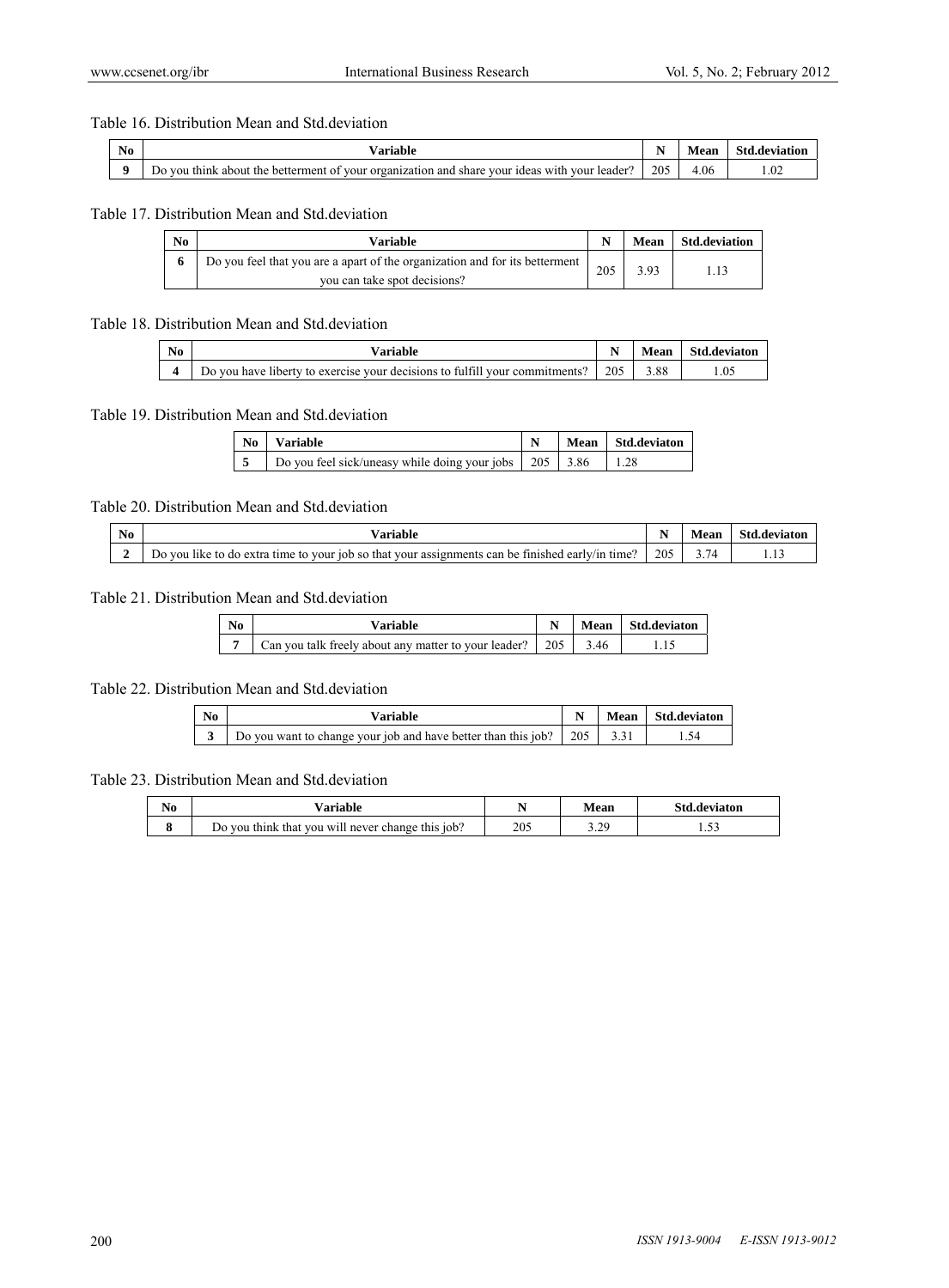Table 16. Distribution Mean and Std.deviation

| No | Variable | N | Mean | Std.deviation |
|---|---|---|---|---|
| 9 | Do you think about the betterment of your organization and share your ideas with your leader? | 205 | 4.06 | 1.02 |

Table 17. Distribution Mean and Std.deviation

| No | Variable | N | Mean | Std.deviation |
|---|---|---|---|---|
| 6 | Do you feel that you are a apart of the organization and for its betterment you can take spot decisions? | 205 | 3.93 | 1.13 |

Table 18. Distribution Mean and Std.deviation

| No | Variable | N | Mean | Std.deviaton |
|---|---|---|---|---|
| 4 | Do you have liberty to exercise your decisions to fulfill your commitments? | 205 | 3.88 | 1.05 |

Table 19. Distribution Mean and Std.deviation

| No | Variable | N | Mean | Std.deviaton |
|---|---|---|---|---|
| 5 | Do you feel sick/uneasy while doing your jobs | 205 | 3.86 | 1.28 |

Table 20. Distribution Mean and Std.deviation

| No | Variable | N | Mean | Std.deviaton |
|---|---|---|---|---|
| 2 | Do you like to do extra time to your job so that your assignments can be finished early/in time? | 205 | 3.74 | 1.13 |

Table 21. Distribution Mean and Std.deviation

| No | Variable | N | Mean | Std.deviaton |
|---|---|---|---|---|
| 7 | Can you talk freely about any matter to your leader? | 205 | 3.46 | 1.15 |

Table 22. Distribution Mean and Std.deviation

| No | Variable | N | Mean | Std.deviaton |
|---|---|---|---|---|
| 3 | Do you want to change your job and have better than this job? | 205 | 3.31 | 1.54 |

Table 23. Distribution Mean and Std.deviation

| No | Variable | N | Mean | Std.deviaton |
|---|---|---|---|---|
| 8 | Do you think that you will never change this job? | 205 | 3.29 | 1.53 |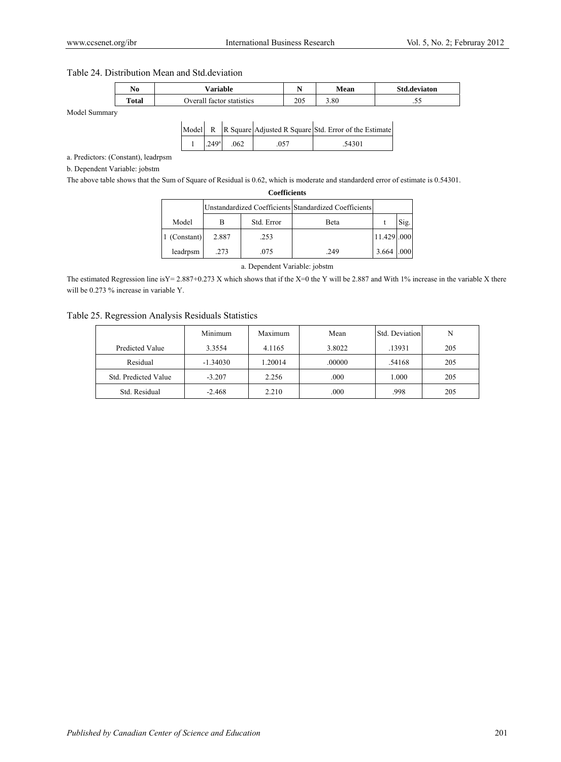Table 24. Distribution Mean and Std.deviation

| No | Variable | N | Mean | Std.deviaton |
|---|---|---|---|---|
| Total | Overall factor statistics | 205 | 3.80 | .55 |

Model Summary

| Model | R | R Square | Adjusted R Square | Std. Error of the Estimate |
|---|---|---|---|---|
| 1 | .249[a] | .062 | .057 | .54301 |

a. Predictors: (Constant), leadrpsm

b. Dependent Variable: jobstm

The above table shows that the Sum of Square of Residual is 0.62, which is moderate and standarderd error of estimate is 0.54301.

**Coefficients**

| | Unstandardized Coefficients | | Standardized Coefficients | | |
|---|---|---|---|---|---|
| Model | B | Std. Error | Beta | t | Sig. |
| 1 (Constant) | 2.887 | .253 | | 11.429 | .000 |
| leadrpsm | .273 | .075 | .249 | 3.664 | .000 |

a. Dependent Variable: jobstm

The estimated Regression line is$Y= 2.887+0.273 X$ which shows that if the $X=0$ the Y will be 2.887 and With 1% increase in the variable X there will be 0.273 % increase in variable Y.

Table 25. Regression Analysis Residuals Statistics

| | Minimum | Maximum | Mean | Std. Deviation | N |
|---|---|---|---|---|---|
| Predicted Value | 3.3554 | 4.1165 | 3.8022 | .13931 | 205 |
| Residual | -1.34030 | 1.20014 | .00000 | .54168 | 205 |
| Std. Predicted Value | -3.207 | 2.256 | .000 | 1.000 | 205 |
| Std. Residual | -2.468 | 2.210 | .000 | .998 | 205 |